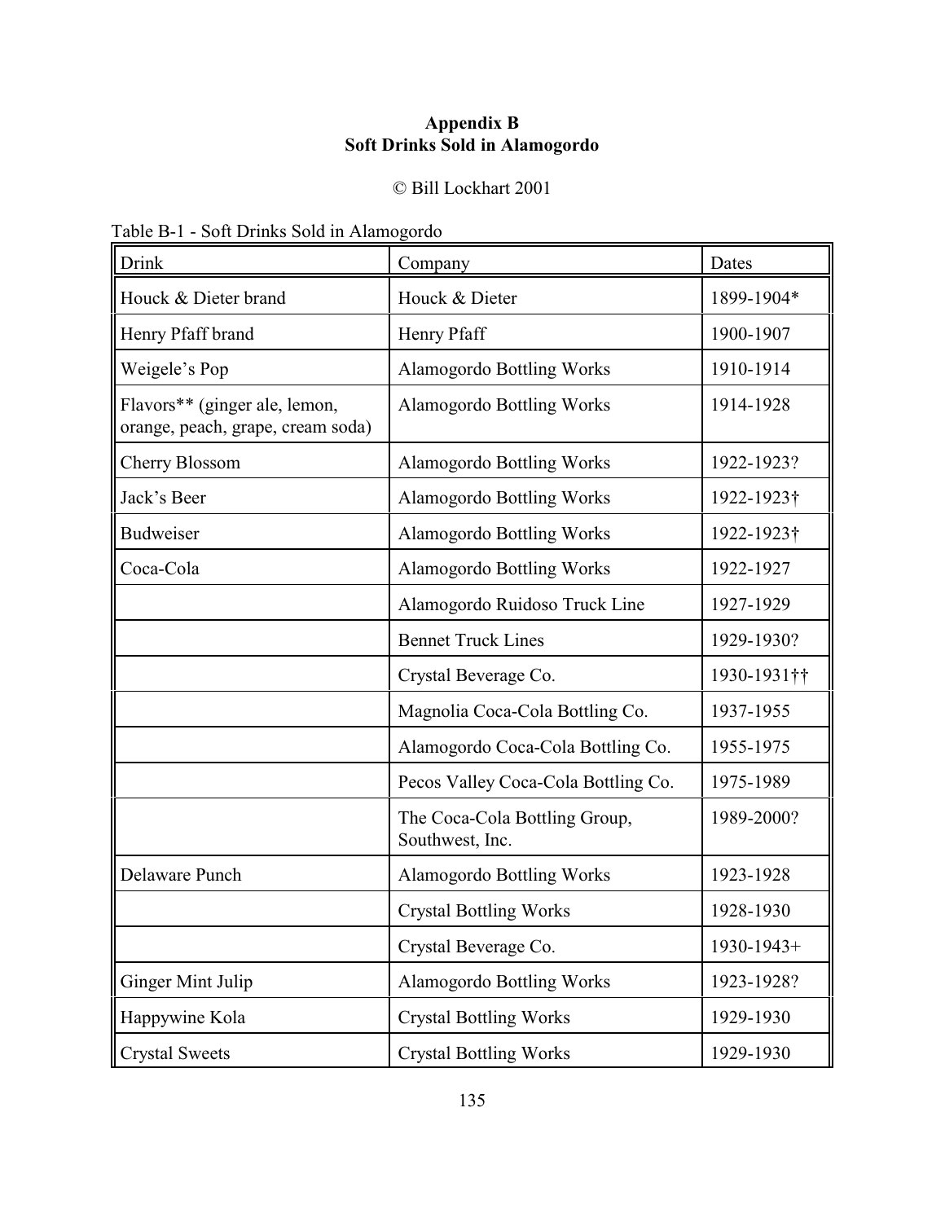# Appendix B
# Soft Drinks Sold in Alamogordo

© Bill Lockhart 2001

Table B-1 - Soft Drinks Sold in Alamogordo

| Drink | Company | Dates |
|---|---|---|
| Houck & Dieter brand | Houck & Dieter | 1899-1904* |
| Henry Pfaff brand | Henry Pfaff | 1900-1907 |
| Weigele's Pop | Alamogordo Bottling Works | 1910-1914 |
| Flavors** (ginger ale, lemon, orange, peach, grape, cream soda) | Alamogordo Bottling Works | 1914-1928 |
| Cherry Blossom | Alamogordo Bottling Works | 1922-1923? |
| Jack's Beer | Alamogordo Bottling Works | 1922-1923† |
| Budweiser | Alamogordo Bottling Works | 1922-1923† |
| Coca-Cola | Alamogordo Bottling Works | 1922-1927 |
| | Alamogordo Ruidoso Truck Line | 1927-1929 |
| | Bennet Truck Lines | 1929-1930? |
| | Crystal Beverage Co. | 1930-1931†† |
| | Magnolia Coca-Cola Bottling Co. | 1937-1955 |
| | Alamogordo Coca-Cola Bottling Co. | 1955-1975 |
| | Pecos Valley Coca-Cola Bottling Co. | 1975-1989 |
| | The Coca-Cola Bottling Group, Southwest, Inc. | 1989-2000? |
| Delaware Punch | Alamogordo Bottling Works | 1923-1928 |
| | Crystal Bottling Works | 1928-1930 |
| | Crystal Beverage Co. | 1930-1943+ |
| Ginger Mint Julip | Alamogordo Bottling Works | 1923-1928? |
| Happywine Kola | Crystal Bottling Works | 1929-1930 |
| Crystal Sweets | Crystal Bottling Works | 1929-1930 |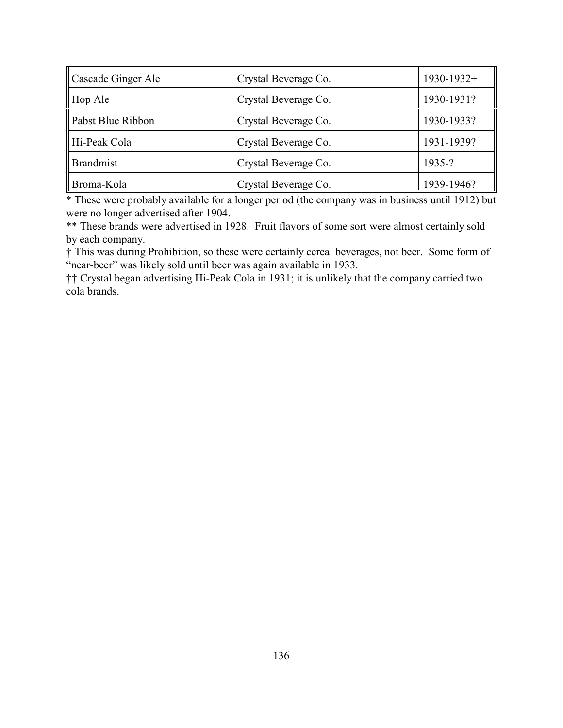| | | |
|---|---|---|
| Cascade Ginger Ale | Crystal Beverage Co. | 1930-1932+ |
| Hop Ale | Crystal Beverage Co. | 1930-1931? |
| Pabst Blue Ribbon | Crystal Beverage Co. | 1930-1933? |
| Hi-Peak Cola | Crystal Beverage Co. | 1931-1939? |
| Brandmist | Crystal Beverage Co. | 1935-? |
| Broma-Kola | Crystal Beverage Co. | 1939-1946? |

* These were probably available for a longer period (the company was in business until 1912) but were no longer advertised after 1904.

** These brands were advertised in 1928. Fruit flavors of some sort were almost certainly sold by each company.

† This was during Prohibition, so these were certainly cereal beverages, not beer. Some form of "near-beer" was likely sold until beer was again available in 1933.

†† Crystal began advertising Hi-Peak Cola in 1931; it is unlikely that the company carried two cola brands.